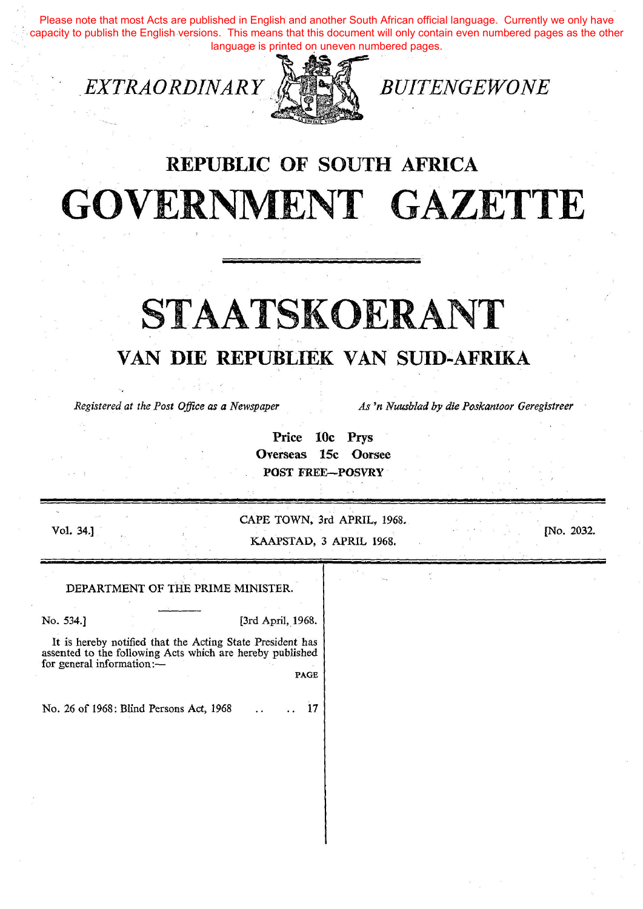Please note that most Acts are published in English and another South African official language. Currently we only have capacity to publish the English versions. This means that this document will only contain even numbered pages as the other language is printed on uneven numbered pages.

*EXTRAORDINARY* *BUITENGEWONE*

## REPUBLIC OF SOUTH AFRICA

# GOVERNMENT GAZETTE

# STAATSKOERANT

## VAN DIE REPUBLIEK VAN SUID-AFRIKA

*Registered at the Post Office as a Newspaper* *As 'n Nuusblad by die Poskantoor Geregistreer*

**Price 10c Prys**
**Overseas 15c Oorsee**
**POST FREE—POSVRY**

Vol. 34.] CAPE TOWN, 3rd APRIL, 1968. KAAPSTAD, 3 APRIL 1968. [No. 2032.

DEPARTMENT OF THE PRIME MINISTER.

No. 534.] [3rd April, 1968.

It is hereby notified that the Acting State President has assented to the following Acts which are hereby published for general information:—

| | PAGE |
|---|---|
| No. 26 of 1968: Blind Persons Act, 1968 | 17 |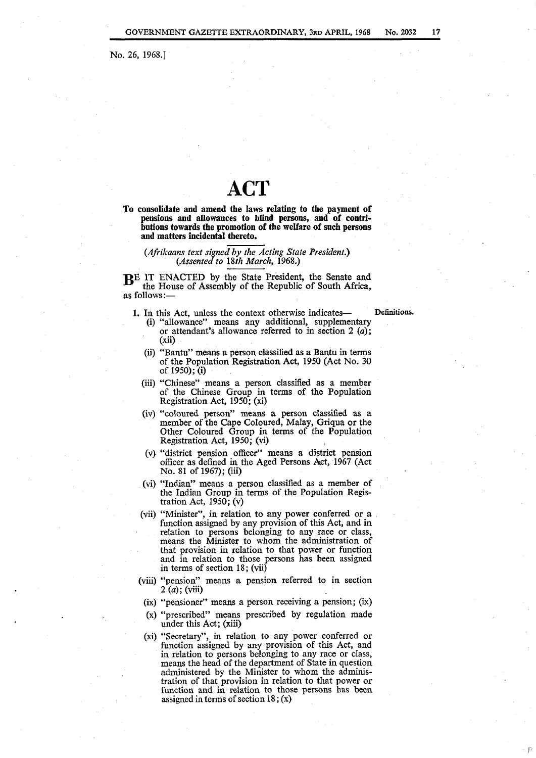No. 26, 1968.]

# ACT

**To consolidate and amend the laws relating to the payment of pensions and allowances to blind persons, and of contributions towards the promotion of the welfare of such persons and matters incidental thereto.**

*(Afrikaans text signed by the Acting State President.)*
*(Assented to 18th March, 1968.)*

BE IT ENACTED by the State President, the Senate and the House of Assembly of the Republic of South Africa, as follows:—

**Definitions.**

1. In this Act, unless the context otherwise indicates—

(i) "allowance" means any additional, supplementary or attendant's allowance referred to in section 2 (*a*); (xii)

(ii) "Bantu" means a person classified as a Bantu in terms of the Population Registration Act, 1950 (Act No. 30 of 1950); (i)

(iii) "Chinese" means a person classified as a member of the Chinese Group in terms of the Population Registration Act, 1950; (xi)

(iv) "coloured person" means a person classified as a member of the Cape Coloured, Malay, Griqua or the Other Coloured Group in terms of the Population Registration Act, 1950; (vi)

(v) "district pension officer" means a district pension officer as defined in the Aged Persons Act, 1967 (Act No. 81 of 1967); (iii)

(vi) "Indian" means a person classified as a member of the Indian Group in terms of the Population Registration Act, 1950; (v)

(vii) "Minister", in relation to any power conferred or a function assigned by any provision of this Act, and in relation to persons belonging to any race or class, means the Minister to whom the administration of that provision in relation to that power or function and in relation to those persons has been assigned in terms of section 18; (vii)

(viii) "pension" means a pension referred to in section 2 (*a*); (viii)

(ix) "pensioner" means a person receiving a pension; (ix)

(x) "prescribed" means prescribed by regulation made under this Act; (xiii)

(xi) "Secretary", in relation to any power conferred or function assigned by any provision of this Act, and in relation to persons belonging to any race or class, means the head of the department of State in question administered by the Minister to whom the administration of that provision in relation to that power or function and in relation to those persons has been assigned in terms of section 18; (x)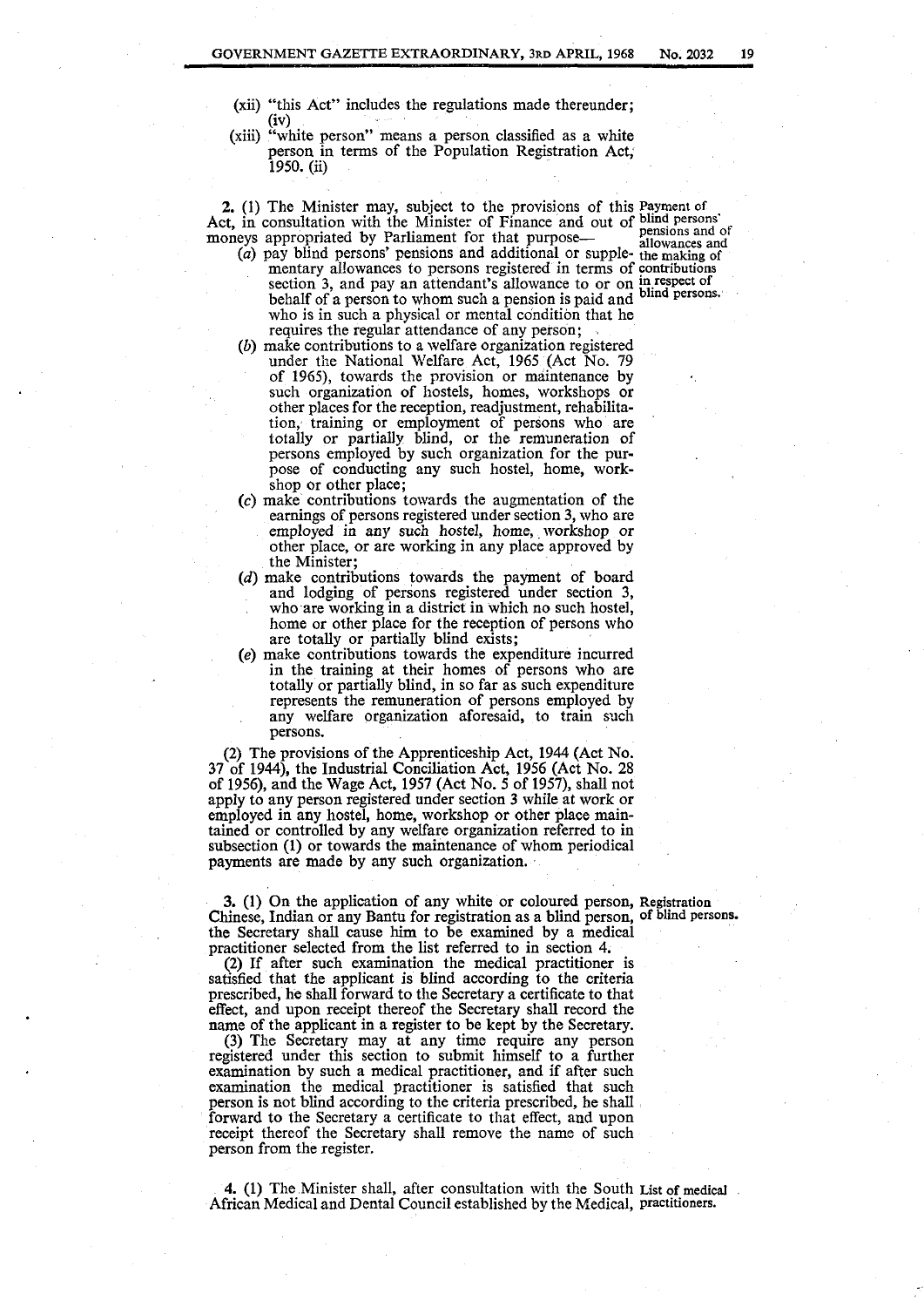(xii) "this Act" includes the regulations made thereunder; (iv)

(xiii) "white person" means a person classified as a white person in terms of the Population Registration Act, 1950. (ii)

**Payment of blind persons' pensions and of allowances and the making of contributions in respect of blind persons.**

**2.** (1) The Minister may, subject to the provisions of this Act, in consultation with the Minister of Finance and out of moneys appropriated by Parliament for that purpose—

(*a*) pay blind persons' pensions and additional or supplementary allowances to persons registered in terms of section 3, and pay an attendant's allowance to or on behalf of a person to whom such a pension is paid and who is in such a physical or mental condition that he requires the regular attendance of any person;

(*b*) make contributions to a welfare organization registered under the National Welfare Act, 1965 (Act No. 79 of 1965), towards the provision or maintenance by such organization of hostels, homes, workshops or other places for the reception, readjustment, rehabilitation, training or employment of persons who are totally or partially blind, or the remuneration of persons employed by such organization for the purpose of conducting any such hostel, home, workshop or other place;

(*c*) make contributions towards the augmentation of the earnings of persons registered under section 3, who are employed in any such hostel, home, workshop or other place, or are working in any place approved by the Minister;

(*d*) make contributions towards the payment of board and lodging of persons registered under section 3, who are working in a district in which no such hostel, home or other place for the reception of persons who are totally or partially blind exists;

(*e*) make contributions towards the expenditure incurred in the training at their homes of persons who are totally or partially blind, in so far as such expenditure represents the remuneration of persons employed by any welfare organization aforesaid, to train such persons.

(2) The provisions of the Apprenticeship Act, 1944 (Act No. 37 of 1944), the Industrial Conciliation Act, 1956 (Act No. 28 of 1956), and the Wage Act, 1957 (Act No. 5 of 1957), shall not apply to any person registered under section 3 while at work or employed in any hostel, home, workshop or other place maintained or controlled by any welfare organization referred to in subsection (1) or towards the maintenance of whom periodical payments are made by any such organization.

**Registration of blind persons.**

**3.** (1) On the application of any white or coloured person, Chinese, Indian or any Bantu for registration as a blind person, the Secretary shall cause him to be examined by a medical practitioner selected from the list referred to in section 4.

(2) If after such examination the medical practitioner is satisfied that the applicant is blind according to the criteria prescribed, he shall forward to the Secretary a certificate to that effect, and upon receipt thereof the Secretary shall record the name of the applicant in a register to be kept by the Secretary.

(3) The Secretary may at any time require any person registered under this section to submit himself to a further examination by such a medical practitioner, and if after such examination the medical practitioner is satisfied that such person is not blind according to the criteria prescribed, he shall forward to the Secretary a certificate to that effect, and upon receipt thereof the Secretary shall remove the name of such person from the register.

**List of medical practitioners.**

**4.** (1) The Minister shall, after consultation with the South African Medical and Dental Council established by the Medical,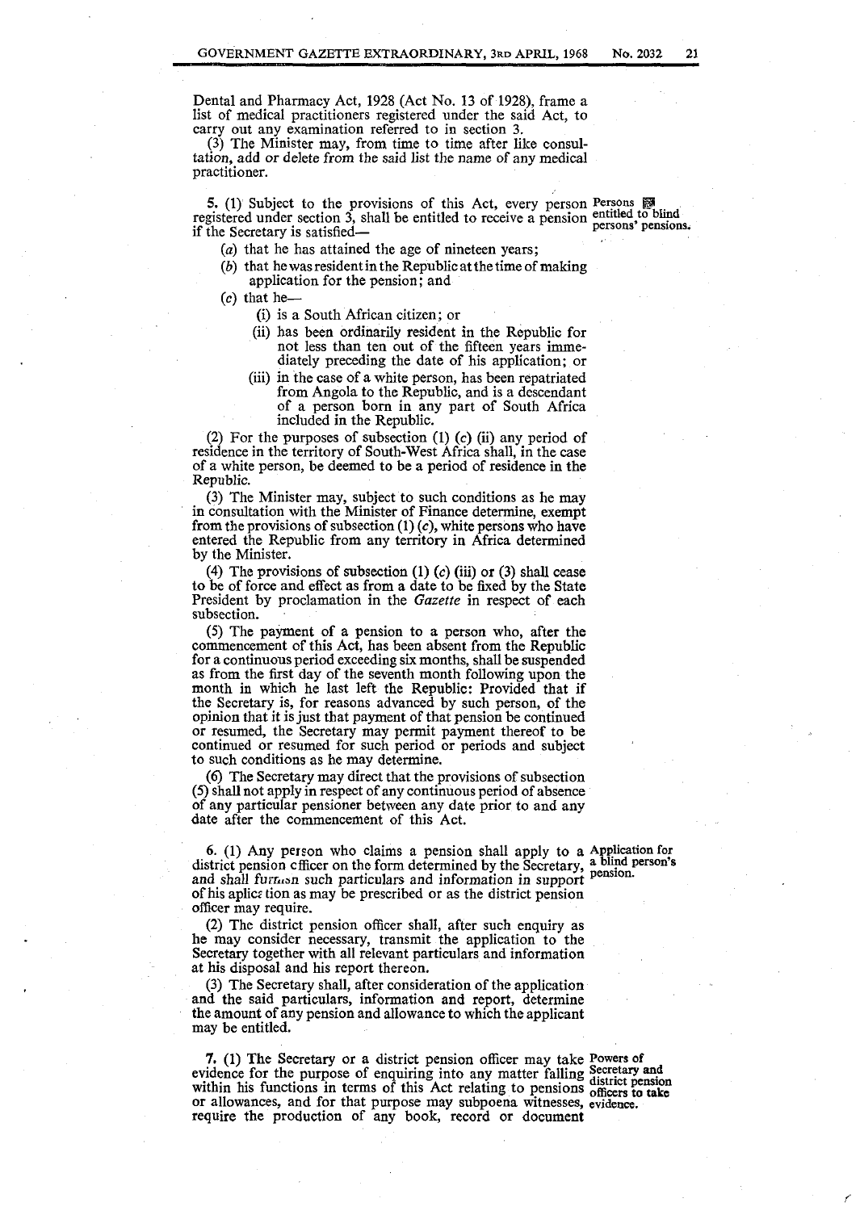Dental and Pharmacy Act, 1928 (Act No. 13 of 1928), frame a list of medical practitioners registered under the said Act, to carry out any examination referred to in section 3.

(3) The Minister may, from time to time after like consultation, add or delete from the said list the name of any medical practitioner.

**Persons entitled to blind persons' pensions.**

5. (1) Subject to the provisions of this Act, every person registered under section 3, shall be entitled to receive a pension if the Secretary is satisfied—

(*a*) that he has attained the age of nineteen years;

(*b*) that he was resident in the Republic at the time of making application for the pension; and

(*c*) that he—

(i) is a South African citizen; or

(ii) has been ordinarily resident in the Republic for not less than ten out of the fifteen years immediately preceding the date of his application; or

(iii) in the case of a white person, has been repatriated from Angola to the Republic, and is a descendant of a person born in any part of South Africa included in the Republic.

(2) For the purposes of subsection (1) (*c*) (ii) any period of residence in the territory of South-West Africa shall, in the case of a white person, be deemed to be a period of residence in the Republic.

(3) The Minister may, subject to such conditions as he may in consultation with the Minister of Finance determine, exempt from the provisions of subsection (1) (*c*), white persons who have entered the Republic from any territory in Africa determined by the Minister.

(4) The provisions of subsection (1) (*c*) (iii) or (3) shall cease to be of force and effect as from a date to be fixed by the State President by proclamation in the *Gazette* in respect of each subsection.

(5) The payment of a pension to a person who, after the commencement of this Act, has been absent from the Republic for a continuous period exceeding six months, shall be suspended as from the first day of the seventh month following upon the month in which he last left the Republic: Provided that if the Secretary is, for reasons advanced by such person, of the opinion that it is just that payment of that pension be continued or resumed, the Secretary may permit payment thereof to be continued or resumed for such period or periods and subject to such conditions as he may determine.

(6) The Secretary may direct that the provisions of subsection (5) shall not apply in respect of any continuous period of absence of any particular pensioner between any date prior to and any date after the commencement of this Act.

**Application for a blind person's pension.**

6. (1) Any person who claims a pension shall apply to a district pension officer on the form determined by the Secretary, and shall furnish such particulars and information in support of his application as may be prescribed or as the district pension officer may require.

(2) The district pension officer shall, after such enquiry as he may consider necessary, transmit the application to the Secretary together with all relevant particulars and information at his disposal and his report thereon.

(3) The Secretary shall, after consideration of the application and the said particulars, information and report, determine the amount of any pension and allowance to which the applicant may be entitled.

**Powers of Secretary and district pension officers to take evidence.**

7. (1) The Secretary or a district pension officer may take evidence for the purpose of enquiring into any matter falling within his functions in terms of this Act relating to pensions or allowances, and for that purpose may subpoena witnesses, require the production of any book, record or document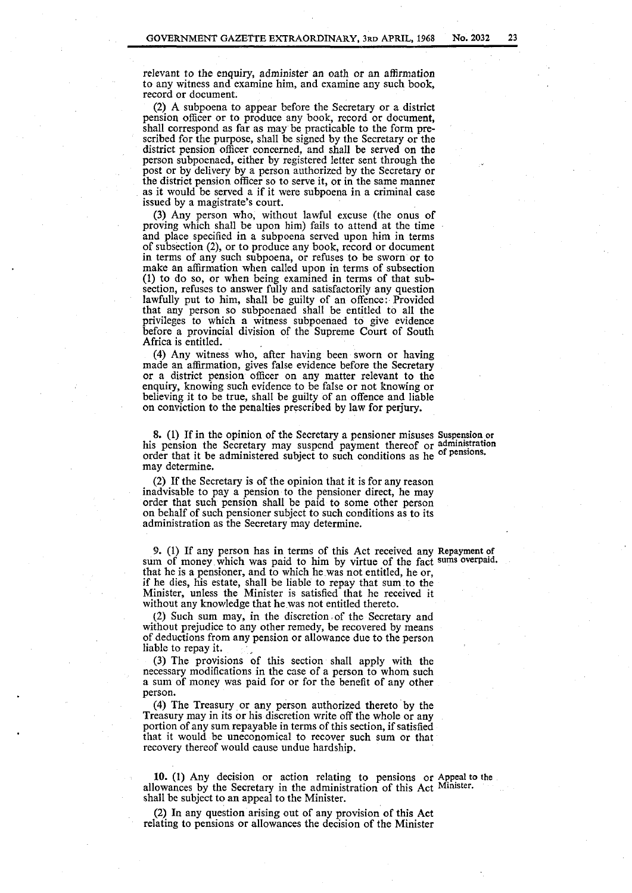relevant to the enquiry, administer an oath or an affirmation to any witness and examine him, and examine any such book, record or document.

(2) A subpoena to appear before the Secretary or a district pension officer or to produce any book, record or document, shall correspond as far as may be practicable to the form prescribed for the purpose, shall be signed by the Secretary or the district pension officer concerned, and shall be served on the person subpoenaed, either by registered letter sent through the post or by delivery by a person authorized by the Secretary or the district pension officer so to serve it, or in the same manner as it would be served a if it were subpoena in a criminal case issued by a magistrate's court.

(3) Any person who, without lawful excuse (the onus of proving which shall be upon him) fails to attend at the time and place specified in a subpoena served upon him in terms of subsection (2), or to produce any book, record or document in terms of any such subpoena, or refuses to be sworn or to make an affirmation when called upon in terms of subsection (1) to do so, or when being examined in terms of that subsection, refuses to answer fully and satisfactorily any question lawfully put to him, shall be guilty of an offence: Provided that any person so subpoenaed shall be entitled to all the privileges to which a witness subpoenaed to give evidence before a provincial division of the Supreme Court of South Africa is entitled.

(4) Any witness who, after having been sworn or having made an affirmation, gives false evidence before the Secretary or a district pension officer on any matter relevant to the enquiry, knowing such evidence to be false or not knowing or believing it to be true, shall be guilty of an offence and liable on conviction to the penalties prescribed by law for perjury.

**Suspension or administration of pensions.**

**8.** (1) If in the opinion of the Secretary a pensioner misuses his pension the Secretary may suspend payment thereof or order that it be administered subject to such conditions as he may determine.

(2) If the Secretary is of the opinion that it is for any reason inadvisable to pay a pension to the pensioner direct, he may order that such pension shall be paid to some other person on behalf of such pensioner subject to such conditions as to its administration as the Secretary may determine.

**Repayment of sums overpaid.**

**9.** (1) If any person has in terms of this Act received any sum of money which was paid to him by virtue of the fact that he is a pensioner, and to which he was not entitled, he or, if he dies, his estate, shall be liable to repay that sum to the Minister, unless the Minister is satisfied that he received it without any knowledge that he was not entitled thereto.

(2) Such sum may, in the discretion of the Secretary and without prejudice to any other remedy, be recovered by means of deductions from any pension or allowance due to the person liable to repay it.

(3) The provisions of this section shall apply with the necessary modifications in the case of a person to whom such a sum of money was paid for or for the benefit of any other person.

(4) The Treasury or any person authorized thereto by the Treasury may in its or his discretion write off the whole or any portion of any sum repayable in terms of this section, if satisfied that it would be uneconomical to recover such sum or that recovery thereof would cause undue hardship.

**Appeal to the Minister.**

**10.** (1) Any decision or action relating to pensions or allowances by the Secretary in the administration of this Act shall be subject to an appeal to the Minister.

(2) In any question arising out of any provision of this Act relating to pensions or allowances the decision of the Minister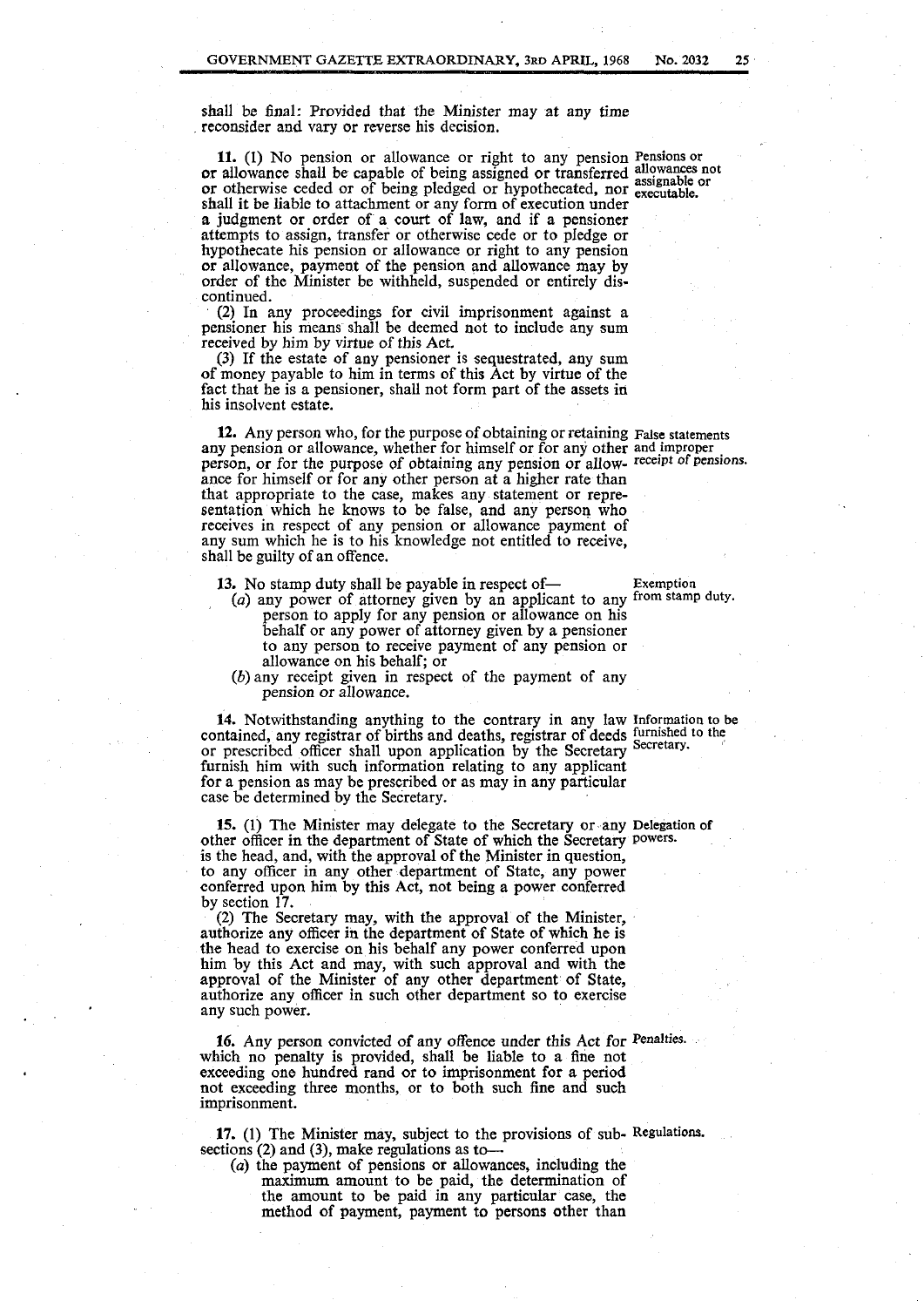shall be final: Provided that the Minister may at any time reconsider and vary or reverse his decision.

**Pensions or allowances not assignable or executable.**

**11.** (1) No pension or allowance or right to any pension or allowance shall be capable of being assigned or transferred or otherwise ceded or of being pledged or hypothecated, nor shall it be liable to attachment or any form of execution under a judgment or order of a court of law, and if a pensioner attempts to assign, transfer or otherwise cede or to pledge or hypothecate his pension or allowance or right to any pension or allowance, payment of the pension and allowance may by order of the Minister be withheld, suspended or entirely discontinued.

(2) In any proceedings for civil imprisonment against a pensioner his means shall be deemed not to include any sum received by him by virtue of this Act.

(3) If the estate of any pensioner is sequestrated, any sum of money payable to him in terms of this Act by virtue of the fact that he is a pensioner, shall not form part of the assets in his insolvent estate.

**False statements and improper receipt of pensions.**

**12.** Any person who, for the purpose of obtaining or retaining any pension or allowance, whether for himself or for any other person, or for the purpose of obtaining any pension or allowance for himself or for any other person at a higher rate than that appropriate to the case, makes any statement or representation which he knows to be false, and any person who receives in respect of any pension or allowance payment of any sum which he is to his knowledge not entitled to receive, shall be guilty of an offence.

**Exemption from stamp duty.**

**13.** No stamp duty shall be payable in respect of—

(*a*) any power of attorney given by an applicant to any person to apply for any pension or allowance on his behalf or any power of attorney given by a pensioner to any person to receive payment of any pension or allowance on his behalf; or

(*b*) any receipt given in respect of the payment of any pension or allowance.

**Information to be furnished to the Secretary.**

**14.** Notwithstanding anything to the contrary in any law contained, any registrar of births and deaths, registrar of deeds or prescribed officer shall upon application by the Secretary furnish him with such information relating to any applicant for a pension as may be prescribed or as may in any particular case be determined by the Secretary.

**Delegation of powers.**

**15.** (1) The Minister may delegate to the Secretary or any other officer in the department of State of which the Secretary is the head, and, with the approval of the Minister in question, to any officer in any other department of State, any power conferred upon him by this Act, not being a power conferred by section 17.

(2) The Secretary may, with the approval of the Minister, authorize any officer in the department of State of which he is the head to exercise on his behalf any power conferred upon him by this Act and may, with such approval and with the approval of the Minister of any other department of State, authorize any officer in such other department so to exercise any such power.

**Penalties.**

**16.** Any person convicted of any offence under this Act for which no penalty is provided, shall be liable to a fine not exceeding one hundred rand or to imprisonment for a period not exceeding three months, or to both such fine and such imprisonment.

**Regulations.**

**17.** (1) The Minister may, subject to the provisions of sub-sections (2) and (3), make regulations as to—

(*a*) the payment of pensions or allowances, including the maximum amount to be paid, the determination of the amount to be paid in any particular case, the method of payment, payment to persons other than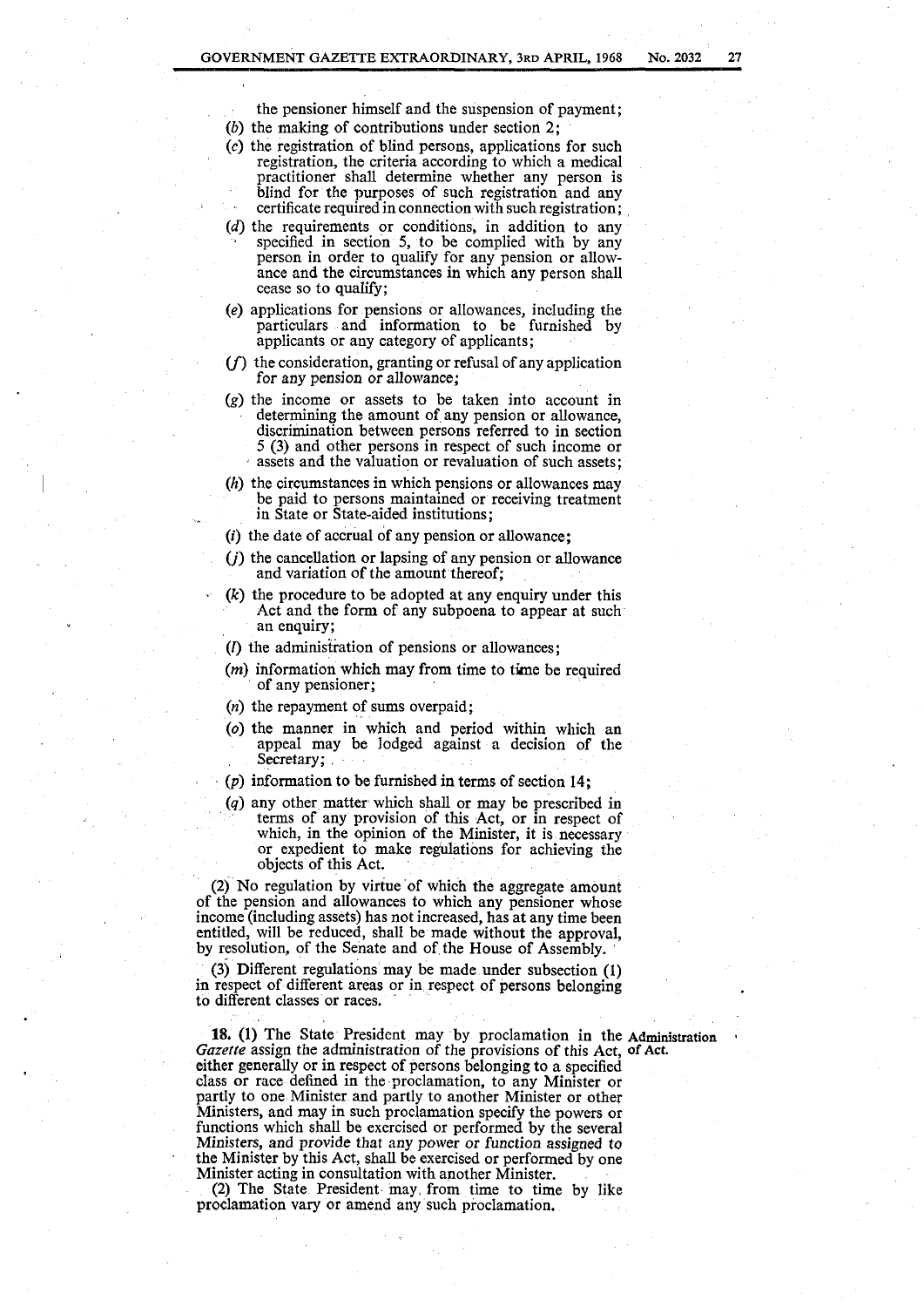the pensioner himself and the suspension of payment;

(*b*) the making of contributions under section 2;

(*c*) the registration of blind persons, applications for such registration, the criteria according to which a medical practitioner shall determine whether any person is blind for the purposes of such registration and any certificate required in connection with such registration;

(*d*) the requirements or conditions, in addition to any specified in section 5, to be complied with by any person in order to qualify for any pension or allowance and the circumstances in which any person shall cease so to qualify;

(*e*) applications for pensions or allowances, including the particulars and information to be furnished by applicants or any category of applicants;

(*f*) the consideration, granting or refusal of any application for any pension or allowance;

(*g*) the income or assets to be taken into account in determining the amount of any pension or allowance, discrimination between persons referred to in section 5 (3) and other persons in respect of such income or assets and the valuation or revaluation of such assets;

(*h*) the circumstances in which pensions or allowances may be paid to persons maintained or receiving treatment in State or State-aided institutions;

(*i*) the date of accrual of any pension or allowance;

(*j*) the cancellation or lapsing of any pension or allowance and variation of the amount thereof;

(*k*) the procedure to be adopted at any enquiry under this Act and the form of any subpoena to appear at such an enquiry;

(*l*) the administration of pensions or allowances;

(*m*) information which may from time to time be required of any pensioner;

(*n*) the repayment of sums overpaid;

(*o*) the manner in which and period within which an appeal may be lodged against a decision of the Secretary;

(*p*) information to be furnished in terms of section 14;

(*q*) any other matter which shall or may be prescribed in terms of any provision of this Act, or in respect of which, in the opinion of the Minister, it is necessary or expedient to make regulations for achieving the objects of this Act.

(2) No regulation by virtue of which the aggregate amount of the pension and allowances to which any pensioner whose income (including assets) has not increased, has at any time been entitled, will be reduced, shall be made without the approval, by resolution, of the Senate and of the House of Assembly.

(3) Different regulations may be made under subsection (1) in respect of different areas or in respect of persons belonging to different classes or races.

**Administration of Act.**

**18.** (1) The State President may by proclamation in the *Gazette* assign the administration of the provisions of this Act, either generally or in respect of persons belonging to a specified class or race defined in the proclamation, to any Minister or partly to one Minister and partly to another Minister or other Ministers, and may in such proclamation specify the powers or functions which shall be exercised or performed by the several Ministers, and provide that any power or function assigned to the Minister by this Act, shall be exercised or performed by one Minister acting in consultation with another Minister.

(2) The State President may, from time to time by like proclamation vary or amend any such proclamation.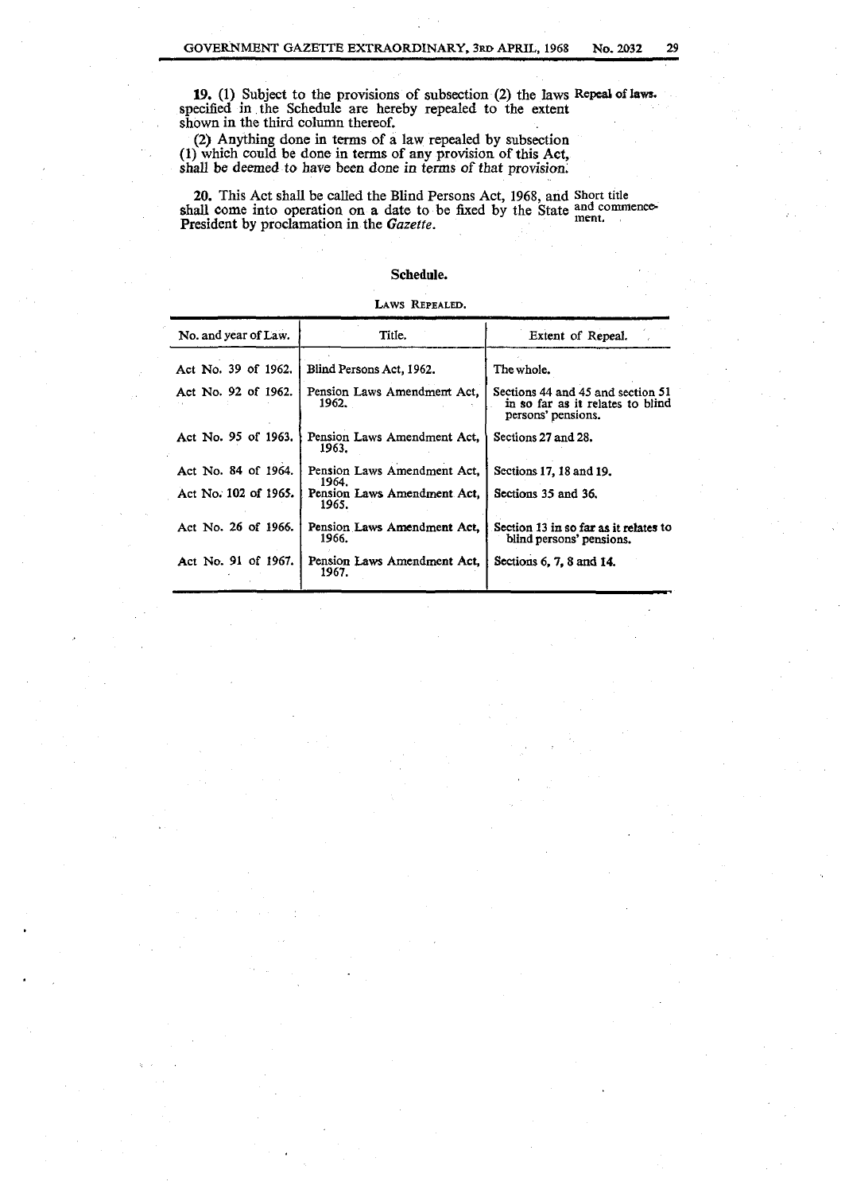**19.** (1) Subject to the provisions of subsection (2) the laws specified in the Schedule are hereby repealed to the extent shown in the third column thereof.

Repeal of laws.

(2) Anything done in terms of a law repealed by subsection (1) which could be done in terms of any provision of this Act, shall be deemed to have been done in terms of that provision.

**20.** This Act shall be called the Blind Persons Act, 1968, and shall come into operation on a date to be fixed by the State President by proclamation in the *Gazette*.

Short title and commencement.

## Schedule.

LAWS REPEALED.

| No. and year of Law. | Title. | Extent of Repeal. |
|---|---|---|
| Act No. 39 of 1962. | Blind Persons Act, 1962. | The whole. |
| Act No. 92 of 1962. | Pension Laws Amendment Act, 1962. | Sections 44 and 45 and section 51 in so far as it relates to blind persons' pensions. |
| Act No. 95 of 1963. | Pension Laws Amendment Act, 1963. | Sections 27 and 28. |
| Act No. 84 of 1964. | Pension Laws Amendment Act, 1964. | Sections 17, 18 and 19. |
| Act No. 102 of 1965. | Pension Laws Amendment Act, 1965. | Sections 35 and 36. |
| Act No. 26 of 1966. | Pension Laws Amendment Act, 1966. | Section 13 in so far as it relates to blind persons' pensions. |
| Act No. 91 of 1967. | Pension Laws Amendment Act, 1967. | Sections 6, 7, 8 and 14. |